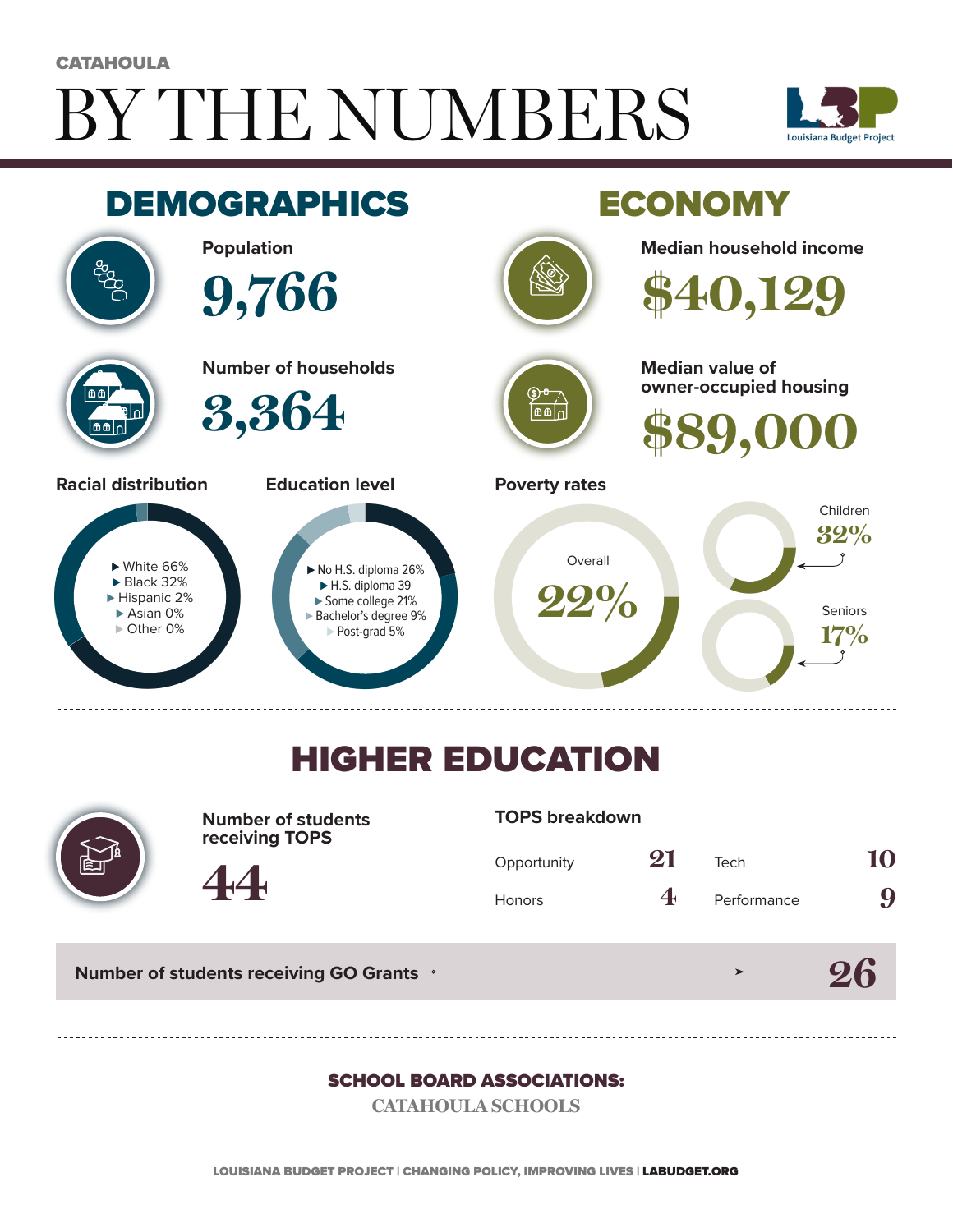CATAHOULA

# BY THE NUMBERS

Louisiana Budget Project

## DEMOGRAPHICS

**Population**

9,766

**Number of households**

3,364

**Racial distribution**

- White 66%
- Black 32%
- Hispanic 2%
- Asian 0%
- Other 0%

**Education level**

- No H.S. diploma 26%
- H.S. diploma 39
- Some college 21%
- Bachelor's degree 9%
- Post-grad 5%

## ECONOMY

**Median household income**

$40,129

**Median value of owner-occupied housing**

$89,000

**Poverty rates**

- Overall 22%
- Children 32%
- Seniors 17%

## HIGHER EDUCATION

**Number of students receiving TOPS**

44

**TOPS breakdown**

| | | | |
|---|---|---|---|
| Opportunity | 21 | Tech | 10 |
| Honors | 4 | Performance | 9 |

**Number of students receiving GO Grants** → 26

**SCHOOL BOARD ASSOCIATIONS:**

CATAHOULA SCHOOLS

LOUISIANA BUDGET PROJECT | CHANGING POLICY, IMPROVING LIVES | LABUDGET.ORG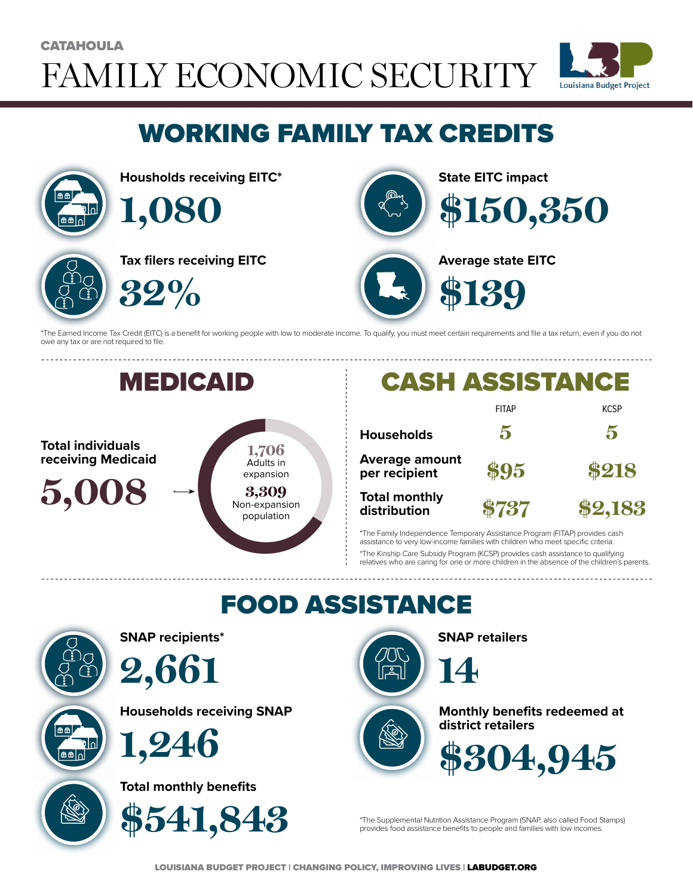CATAHOULA

# FAMILY ECONOMIC SECURITY

Louisiana Budget Project

## WORKING FAMILY TAX CREDITS

**Households receiving EITC***

**1,080**

**Tax filers receiving EITC**

**32%**

**State EITC impact**

**$150,350**

**Average state EITC**

**$139**

*The Earned Income Tax Credit (EITC) is a benefit for working people with low to moderate income. To qualify, you must meet certain requirements and file a tax return, even if you do not owe any tax or are not required to file.

## MEDICAID

**Total individuals receiving Medicaid**

**5,008**

1,706
Adults in expansion

3,309
Non-expansion population

## CASH ASSISTANCE

| | FITAP | KCSP |
|---|---|---|
| **Households** | 5 | 5 |
| **Average amount per recipient** | $95 | $218 |
| **Total monthly distribution** | $737 | $2,183 |

*The Family Independence Temporary Assistance Program (FITAP) provides cash assistance to very low-income families with children who meet specific criteria.

*The Kinship Care Subsidy Program (KCSP) provides cash assistance to qualifying relatives who are caring for one or more children in the absence of the children's parents.

## FOOD ASSISTANCE

**SNAP recipients***

**2,661**

**Households receiving SNAP**

**1,246**

**Total monthly benefits**

**$541,843**

**SNAP retailers**

**14**

**Monthly benefits redeemed at district retailers**

**$304,945**

*The Supplemental Nutrition Assistance Program (SNAP, also called Food Stamps) provides food assistance benefits to people and families with low incomes.

LOUISIANA BUDGET PROJECT | CHANGING POLICY, IMPROVING LIVES | LABUDGET.ORG